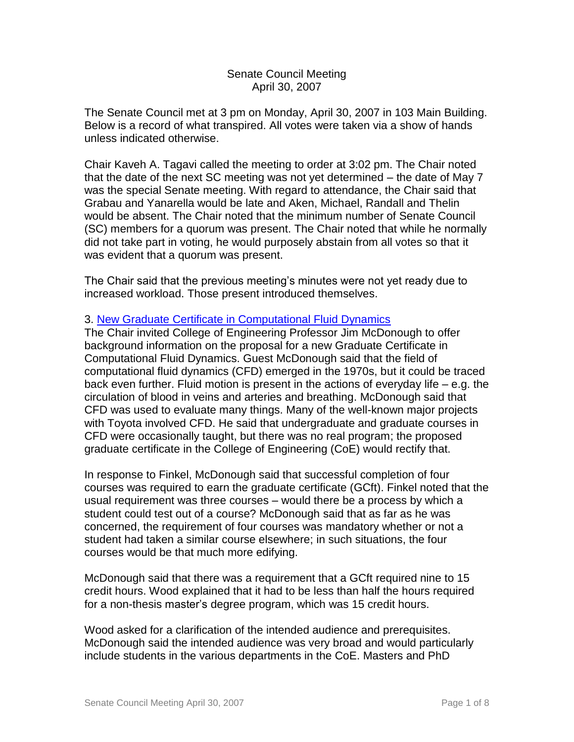Senate Council Meeting
April 30, 2007

The Senate Council met at 3 pm on Monday, April 30, 2007 in 103 Main Building. Below is a record of what transpired. All votes were taken via a show of hands unless indicated otherwise.

Chair Kaveh A. Tagavi called the meeting to order at 3:02 pm. The Chair noted that the date of the next SC meeting was not yet determined – the date of May 7 was the special Senate meeting. With regard to attendance, the Chair said that Grabau and Yanarella would be late and Aken, Michael, Randall and Thelin would be absent. The Chair noted that the minimum number of Senate Council (SC) members for a quorum was present. The Chair noted that while he normally did not take part in voting, he would purposely abstain from all votes so that it was evident that a quorum was present.

The Chair said that the previous meeting's minutes were not yet ready due to increased workload. Those present introduced themselves.

3. New Graduate Certificate in Computational Fluid Dynamics

The Chair invited College of Engineering Professor Jim McDonough to offer background information on the proposal for a new Graduate Certificate in Computational Fluid Dynamics. Guest McDonough said that the field of computational fluid dynamics (CFD) emerged in the 1970s, but it could be traced back even further. Fluid motion is present in the actions of everyday life – e.g. the circulation of blood in veins and arteries and breathing. McDonough said that CFD was used to evaluate many things. Many of the well-known major projects with Toyota involved CFD. He said that undergraduate and graduate courses in CFD were occasionally taught, but there was no real program; the proposed graduate certificate in the College of Engineering (CoE) would rectify that.

In response to Finkel, McDonough said that successful completion of four courses was required to earn the graduate certificate (GCft). Finkel noted that the usual requirement was three courses – would there be a process by which a student could test out of a course? McDonough said that as far as he was concerned, the requirement of four courses was mandatory whether or not a student had taken a similar course elsewhere; in such situations, the four courses would be that much more edifying.

McDonough said that there was a requirement that a GCft required nine to 15 credit hours. Wood explained that it had to be less than half the hours required for a non-thesis master's degree program, which was 15 credit hours.

Wood asked for a clarification of the intended audience and prerequisites. McDonough said the intended audience was very broad and would particularly include students in the various departments in the CoE. Masters and PhD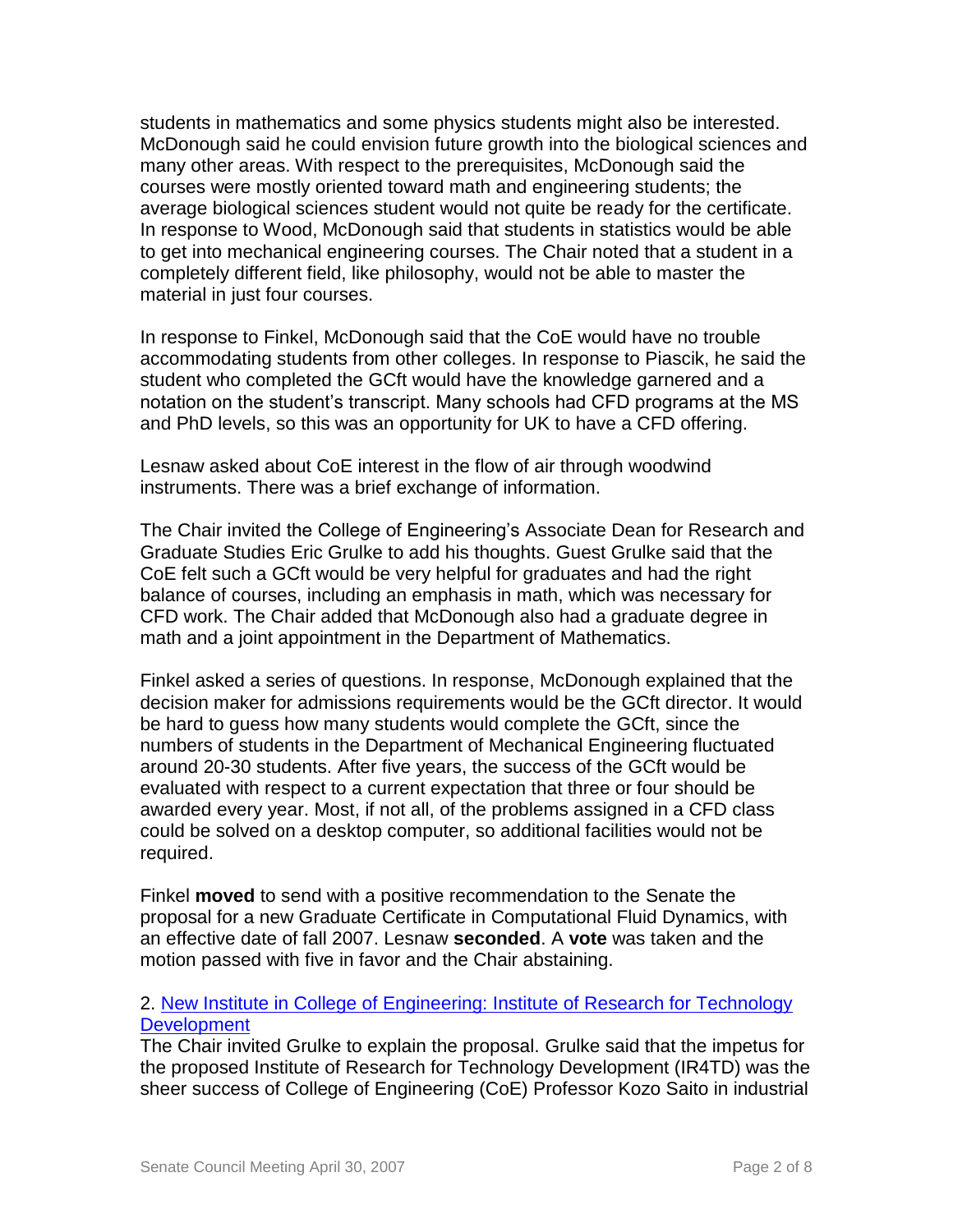students in mathematics and some physics students might also be interested. McDonough said he could envision future growth into the biological sciences and many other areas. With respect to the prerequisites, McDonough said the courses were mostly oriented toward math and engineering students; the average biological sciences student would not quite be ready for the certificate. In response to Wood, McDonough said that students in statistics would be able to get into mechanical engineering courses. The Chair noted that a student in a completely different field, like philosophy, would not be able to master the material in just four courses.

In response to Finkel, McDonough said that the CoE would have no trouble accommodating students from other colleges. In response to Piascik, he said the student who completed the GCft would have the knowledge garnered and a notation on the student's transcript. Many schools had CFD programs at the MS and PhD levels, so this was an opportunity for UK to have a CFD offering.

Lesnaw asked about CoE interest in the flow of air through woodwind instruments. There was a brief exchange of information.

The Chair invited the College of Engineering's Associate Dean for Research and Graduate Studies Eric Grulke to add his thoughts. Guest Grulke said that the CoE felt such a GCft would be very helpful for graduates and had the right balance of courses, including an emphasis in math, which was necessary for CFD work. The Chair added that McDonough also had a graduate degree in math and a joint appointment in the Department of Mathematics.

Finkel asked a series of questions. In response, McDonough explained that the decision maker for admissions requirements would be the GCft director. It would be hard to guess how many students would complete the GCft, since the numbers of students in the Department of Mechanical Engineering fluctuated around 20-30 students. After five years, the success of the GCft would be evaluated with respect to a current expectation that three or four should be awarded every year. Most, if not all, of the problems assigned in a CFD class could be solved on a desktop computer, so additional facilities would not be required.

Finkel **moved** to send with a positive recommendation to the Senate the proposal for a new Graduate Certificate in Computational Fluid Dynamics, with an effective date of fall 2007. Lesnaw **seconded**. A **vote** was taken and the motion passed with five in favor and the Chair abstaining.

2. [New Institute in College of Engineering: Institute of Research for Technology Development]()

The Chair invited Grulke to explain the proposal. Grulke said that the impetus for the proposed Institute of Research for Technology Development (IR4TD) was the sheer success of College of Engineering (CoE) Professor Kozo Saito in industrial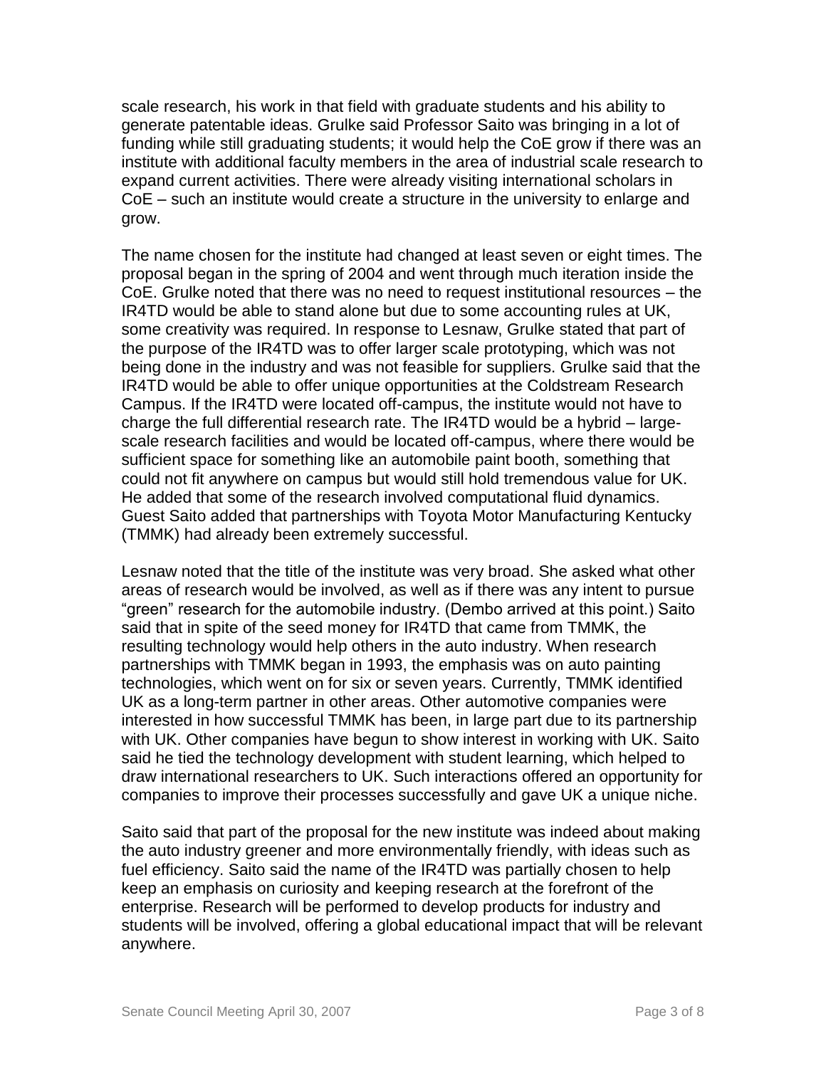scale research, his work in that field with graduate students and his ability to generate patentable ideas. Grulke said Professor Saito was bringing in a lot of funding while still graduating students; it would help the CoE grow if there was an institute with additional faculty members in the area of industrial scale research to expand current activities. There were already visiting international scholars in CoE – such an institute would create a structure in the university to enlarge and grow.

The name chosen for the institute had changed at least seven or eight times. The proposal began in the spring of 2004 and went through much iteration inside the CoE. Grulke noted that there was no need to request institutional resources – the IR4TD would be able to stand alone but due to some accounting rules at UK, some creativity was required. In response to Lesnaw, Grulke stated that part of the purpose of the IR4TD was to offer larger scale prototyping, which was not being done in the industry and was not feasible for suppliers. Grulke said that the IR4TD would be able to offer unique opportunities at the Coldstream Research Campus. If the IR4TD were located off-campus, the institute would not have to charge the full differential research rate. The IR4TD would be a hybrid – large-scale research facilities and would be located off-campus, where there would be sufficient space for something like an automobile paint booth, something that could not fit anywhere on campus but would still hold tremendous value for UK. He added that some of the research involved computational fluid dynamics. Guest Saito added that partnerships with Toyota Motor Manufacturing Kentucky (TMMK) had already been extremely successful.

Lesnaw noted that the title of the institute was very broad. She asked what other areas of research would be involved, as well as if there was any intent to pursue "green" research for the automobile industry. (Dembo arrived at this point.) Saito said that in spite of the seed money for IR4TD that came from TMMK, the resulting technology would help others in the auto industry. When research partnerships with TMMK began in 1993, the emphasis was on auto painting technologies, which went on for six or seven years. Currently, TMMK identified UK as a long-term partner in other areas. Other automotive companies were interested in how successful TMMK has been, in large part due to its partnership with UK. Other companies have begun to show interest in working with UK. Saito said he tied the technology development with student learning, which helped to draw international researchers to UK. Such interactions offered an opportunity for companies to improve their processes successfully and gave UK a unique niche.

Saito said that part of the proposal for the new institute was indeed about making the auto industry greener and more environmentally friendly, with ideas such as fuel efficiency. Saito said the name of the IR4TD was partially chosen to help keep an emphasis on curiosity and keeping research at the forefront of the enterprise. Research will be performed to develop products for industry and students will be involved, offering a global educational impact that will be relevant anywhere.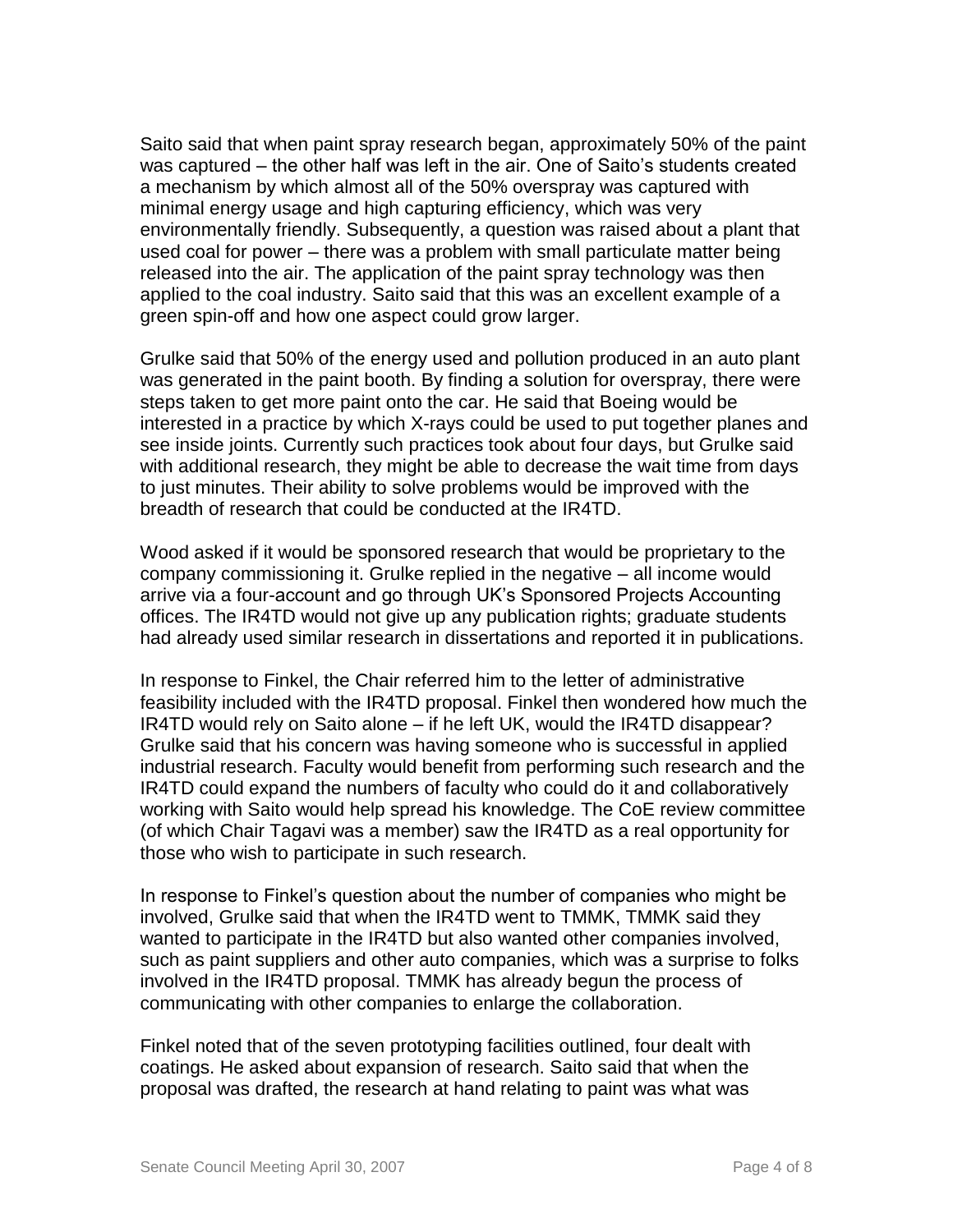Saito said that when paint spray research began, approximately 50% of the paint was captured – the other half was left in the air. One of Saito's students created a mechanism by which almost all of the 50% overspray was captured with minimal energy usage and high capturing efficiency, which was very environmentally friendly. Subsequently, a question was raised about a plant that used coal for power – there was a problem with small particulate matter being released into the air. The application of the paint spray technology was then applied to the coal industry. Saito said that this was an excellent example of a green spin-off and how one aspect could grow larger.

Grulke said that 50% of the energy used and pollution produced in an auto plant was generated in the paint booth. By finding a solution for overspray, there were steps taken to get more paint onto the car. He said that Boeing would be interested in a practice by which X-rays could be used to put together planes and see inside joints. Currently such practices took about four days, but Grulke said with additional research, they might be able to decrease the wait time from days to just minutes. Their ability to solve problems would be improved with the breadth of research that could be conducted at the IR4TD.

Wood asked if it would be sponsored research that would be proprietary to the company commissioning it. Grulke replied in the negative – all income would arrive via a four-account and go through UK's Sponsored Projects Accounting offices. The IR4TD would not give up any publication rights; graduate students had already used similar research in dissertations and reported it in publications.

In response to Finkel, the Chair referred him to the letter of administrative feasibility included with the IR4TD proposal. Finkel then wondered how much the IR4TD would rely on Saito alone – if he left UK, would the IR4TD disappear? Grulke said that his concern was having someone who is successful in applied industrial research. Faculty would benefit from performing such research and the IR4TD could expand the numbers of faculty who could do it and collaboratively working with Saito would help spread his knowledge. The CoE review committee (of which Chair Tagavi was a member) saw the IR4TD as a real opportunity for those who wish to participate in such research.

In response to Finkel's question about the number of companies who might be involved, Grulke said that when the IR4TD went to TMMK, TMMK said they wanted to participate in the IR4TD but also wanted other companies involved, such as paint suppliers and other auto companies, which was a surprise to folks involved in the IR4TD proposal. TMMK has already begun the process of communicating with other companies to enlarge the collaboration.

Finkel noted that of the seven prototyping facilities outlined, four dealt with coatings. He asked about expansion of research. Saito said that when the proposal was drafted, the research at hand relating to paint was what was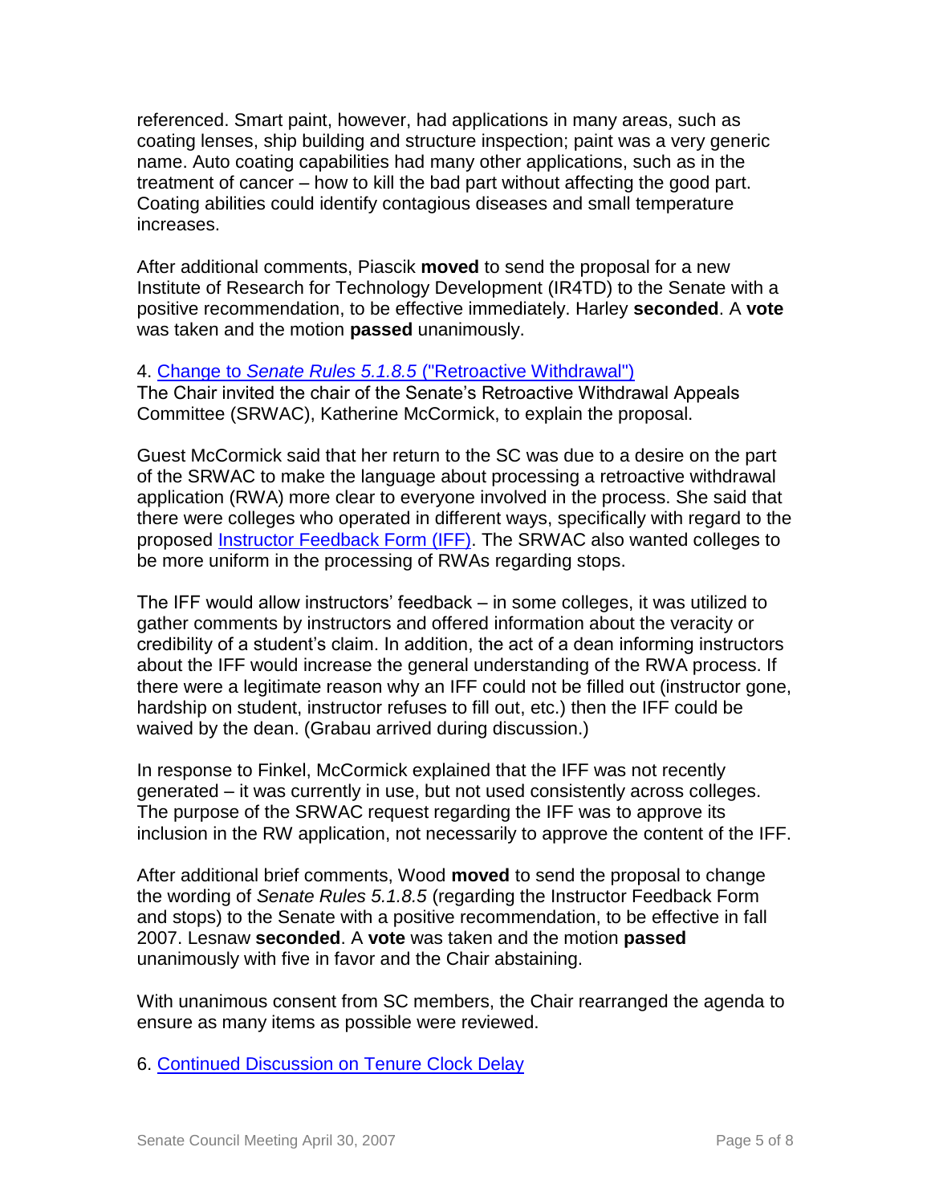referenced. Smart paint, however, had applications in many areas, such as coating lenses, ship building and structure inspection; paint was a very generic name. Auto coating capabilities had many other applications, such as in the treatment of cancer – how to kill the bad part without affecting the good part. Coating abilities could identify contagious diseases and small temperature increases.

After additional comments, Piascik **moved** to send the proposal for a new Institute of Research for Technology Development (IR4TD) to the Senate with a positive recommendation, to be effective immediately. Harley **seconded**. A **vote** was taken and the motion **passed** unanimously.

4. Change to *Senate Rules 5.1.8.5* ("Retroactive Withdrawal")

The Chair invited the chair of the Senate's Retroactive Withdrawal Appeals Committee (SRWAC), Katherine McCormick, to explain the proposal.

Guest McCormick said that her return to the SC was due to a desire on the part of the SRWAC to make the language about processing a retroactive withdrawal application (RWA) more clear to everyone involved in the process. She said that there were colleges who operated in different ways, specifically with regard to the proposed Instructor Feedback Form (IFF). The SRWAC also wanted colleges to be more uniform in the processing of RWAs regarding stops.

The IFF would allow instructors' feedback – in some colleges, it was utilized to gather comments by instructors and offered information about the veracity or credibility of a student's claim. In addition, the act of a dean informing instructors about the IFF would increase the general understanding of the RWA process. If there were a legitimate reason why an IFF could not be filled out (instructor gone, hardship on student, instructor refuses to fill out, etc.) then the IFF could be waived by the dean. (Grabau arrived during discussion.)

In response to Finkel, McCormick explained that the IFF was not recently generated – it was currently in use, but not used consistently across colleges. The purpose of the SRWAC request regarding the IFF was to approve its inclusion in the RW application, not necessarily to approve the content of the IFF.

After additional brief comments, Wood **moved** to send the proposal to change the wording of *Senate Rules 5.1.8.5* (regarding the Instructor Feedback Form and stops) to the Senate with a positive recommendation, to be effective in fall 2007. Lesnaw **seconded**. A **vote** was taken and the motion **passed** unanimously with five in favor and the Chair abstaining.

With unanimous consent from SC members, the Chair rearranged the agenda to ensure as many items as possible were reviewed.

6. Continued Discussion on Tenure Clock Delay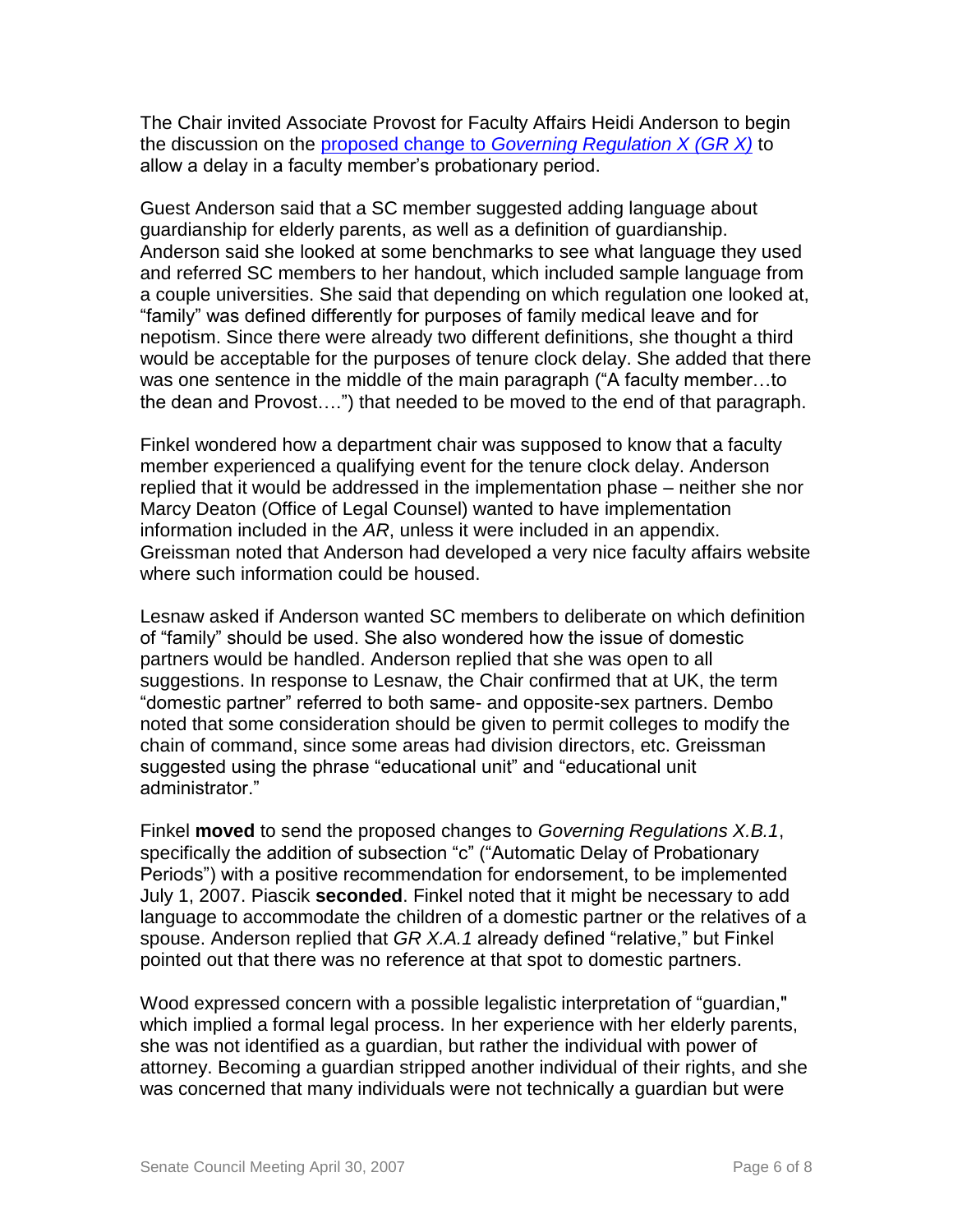The Chair invited Associate Provost for Faculty Affairs Heidi Anderson to begin the discussion on the proposed change to *Governing Regulation X (GR X)* to allow a delay in a faculty member's probationary period.

Guest Anderson said that a SC member suggested adding language about guardianship for elderly parents, as well as a definition of guardianship. Anderson said she looked at some benchmarks to see what language they used and referred SC members to her handout, which included sample language from a couple universities. She said that depending on which regulation one looked at, "family" was defined differently for purposes of family medical leave and for nepotism. Since there were already two different definitions, she thought a third would be acceptable for the purposes of tenure clock delay. She added that there was one sentence in the middle of the main paragraph ("A faculty member…to the dean and Provost….") that needed to be moved to the end of that paragraph.

Finkel wondered how a department chair was supposed to know that a faculty member experienced a qualifying event for the tenure clock delay. Anderson replied that it would be addressed in the implementation phase – neither she nor Marcy Deaton (Office of Legal Counsel) wanted to have implementation information included in the *AR*, unless it were included in an appendix. Greissman noted that Anderson had developed a very nice faculty affairs website where such information could be housed.

Lesnaw asked if Anderson wanted SC members to deliberate on which definition of "family" should be used. She also wondered how the issue of domestic partners would be handled. Anderson replied that she was open to all suggestions. In response to Lesnaw, the Chair confirmed that at UK, the term "domestic partner" referred to both same- and opposite-sex partners. Dembo noted that some consideration should be given to permit colleges to modify the chain of command, since some areas had division directors, etc. Greissman suggested using the phrase "educational unit" and "educational unit administrator."

Finkel **moved** to send the proposed changes to *Governing Regulations X.B.1*, specifically the addition of subsection "c" ("Automatic Delay of Probationary Periods") with a positive recommendation for endorsement, to be implemented July 1, 2007. Piascik **seconded**. Finkel noted that it might be necessary to add language to accommodate the children of a domestic partner or the relatives of a spouse. Anderson replied that *GR X.A.1* already defined "relative," but Finkel pointed out that there was no reference at that spot to domestic partners.

Wood expressed concern with a possible legalistic interpretation of "guardian," which implied a formal legal process. In her experience with her elderly parents, she was not identified as a guardian, but rather the individual with power of attorney. Becoming a guardian stripped another individual of their rights, and she was concerned that many individuals were not technically a guardian but were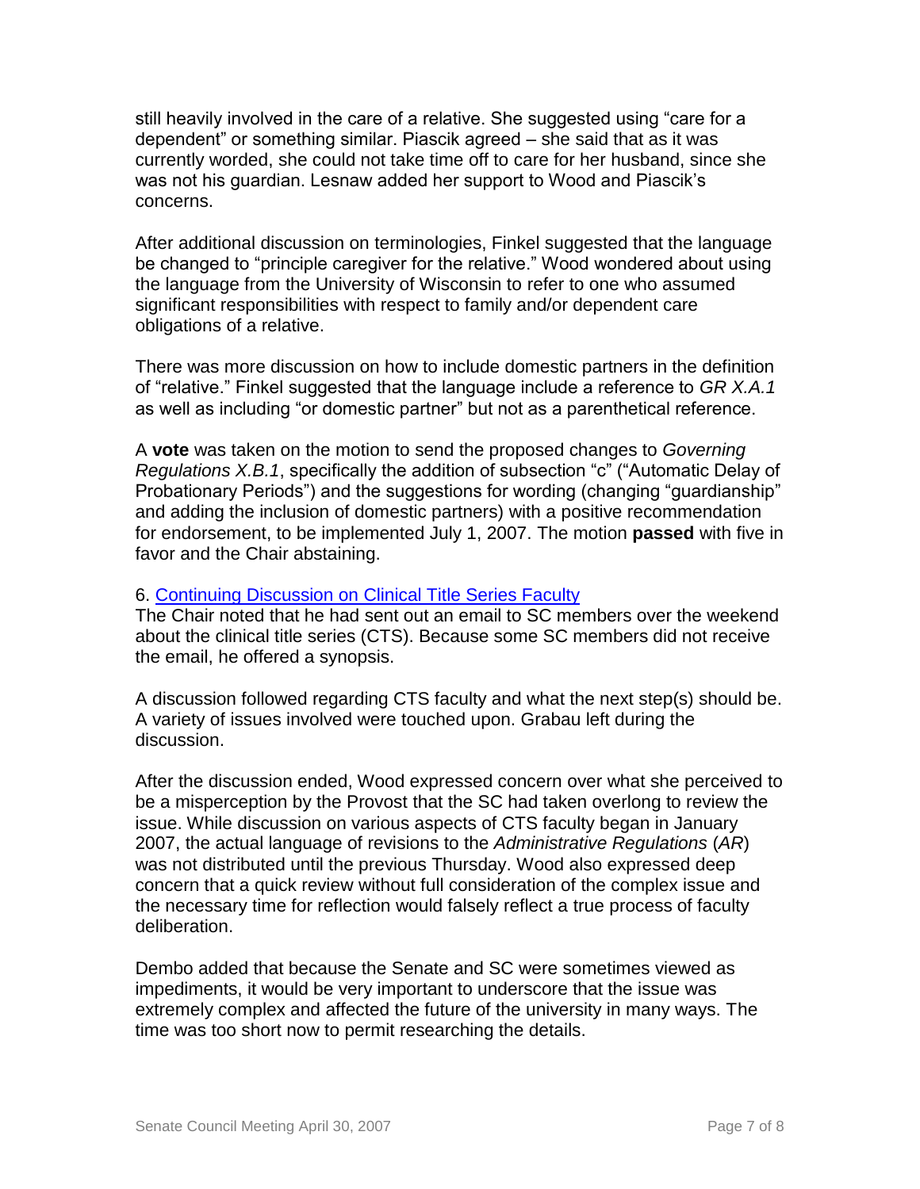still heavily involved in the care of a relative. She suggested using "care for a dependent" or something similar. Piascik agreed – she said that as it was currently worded, she could not take time off to care for her husband, since she was not his guardian. Lesnaw added her support to Wood and Piascik's concerns.

After additional discussion on terminologies, Finkel suggested that the language be changed to "principle caregiver for the relative." Wood wondered about using the language from the University of Wisconsin to refer to one who assumed significant responsibilities with respect to family and/or dependent care obligations of a relative.

There was more discussion on how to include domestic partners in the definition of "relative." Finkel suggested that the language include a reference to *GR X.A.1* as well as including "or domestic partner" but not as a parenthetical reference.

A **vote** was taken on the motion to send the proposed changes to *Governing Regulations X.B.1*, specifically the addition of subsection "c" ("Automatic Delay of Probationary Periods") and the suggestions for wording (changing "guardianship" and adding the inclusion of domestic partners) with a positive recommendation for endorsement, to be implemented July 1, 2007. The motion **passed** with five in favor and the Chair abstaining.

6. [Continuing Discussion on Clinical Title Series Faculty]

The Chair noted that he had sent out an email to SC members over the weekend about the clinical title series (CTS). Because some SC members did not receive the email, he offered a synopsis.

A discussion followed regarding CTS faculty and what the next step(s) should be. A variety of issues involved were touched upon. Grabau left during the discussion.

After the discussion ended, Wood expressed concern over what she perceived to be a misperception by the Provost that the SC had taken overlong to review the issue. While discussion on various aspects of CTS faculty began in January 2007, the actual language of revisions to the *Administrative Regulations* (*AR*) was not distributed until the previous Thursday. Wood also expressed deep concern that a quick review without full consideration of the complex issue and the necessary time for reflection would falsely reflect a true process of faculty deliberation.

Dembo added that because the Senate and SC were sometimes viewed as impediments, it would be very important to underscore that the issue was extremely complex and affected the future of the university in many ways. The time was too short now to permit researching the details.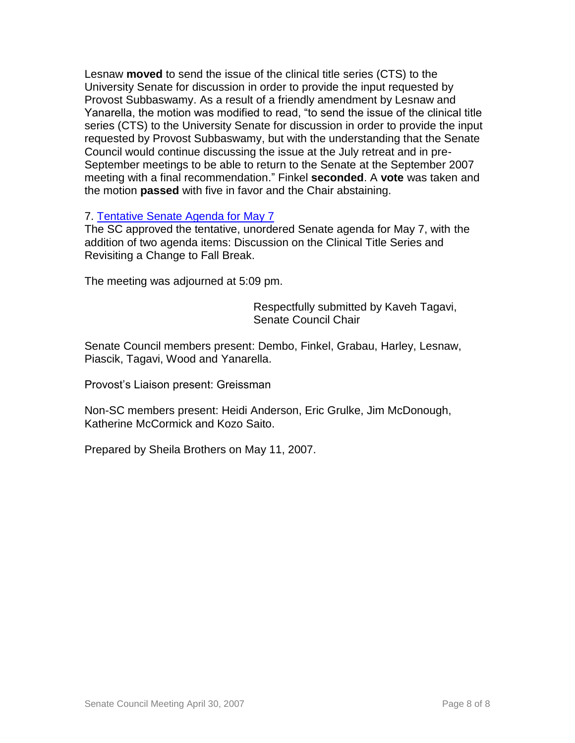Lesnaw **moved** to send the issue of the clinical title series (CTS) to the University Senate for discussion in order to provide the input requested by Provost Subbaswamy. As a result of a friendly amendment by Lesnaw and Yanarella, the motion was modified to read, "to send the issue of the clinical title series (CTS) to the University Senate for discussion in order to provide the input requested by Provost Subbaswamy, but with the understanding that the Senate Council would continue discussing the issue at the July retreat and in pre-September meetings to be able to return to the Senate at the September 2007 meeting with a final recommendation." Finkel **seconded**. A **vote** was taken and the motion **passed** with five in favor and the Chair abstaining.

7. Tentative Senate Agenda for May 7

The SC approved the tentative, unordered Senate agenda for May 7, with the addition of two agenda items: Discussion on the Clinical Title Series and Revisiting a Change to Fall Break.

The meeting was adjourned at 5:09 pm.

Respectfully submitted by Kaveh Tagavi,
Senate Council Chair

Senate Council members present: Dembo, Finkel, Grabau, Harley, Lesnaw, Piascik, Tagavi, Wood and Yanarella.

Provost's Liaison present: Greissman

Non-SC members present: Heidi Anderson, Eric Grulke, Jim McDonough, Katherine McCormick and Kozo Saito.

Prepared by Sheila Brothers on May 11, 2007.